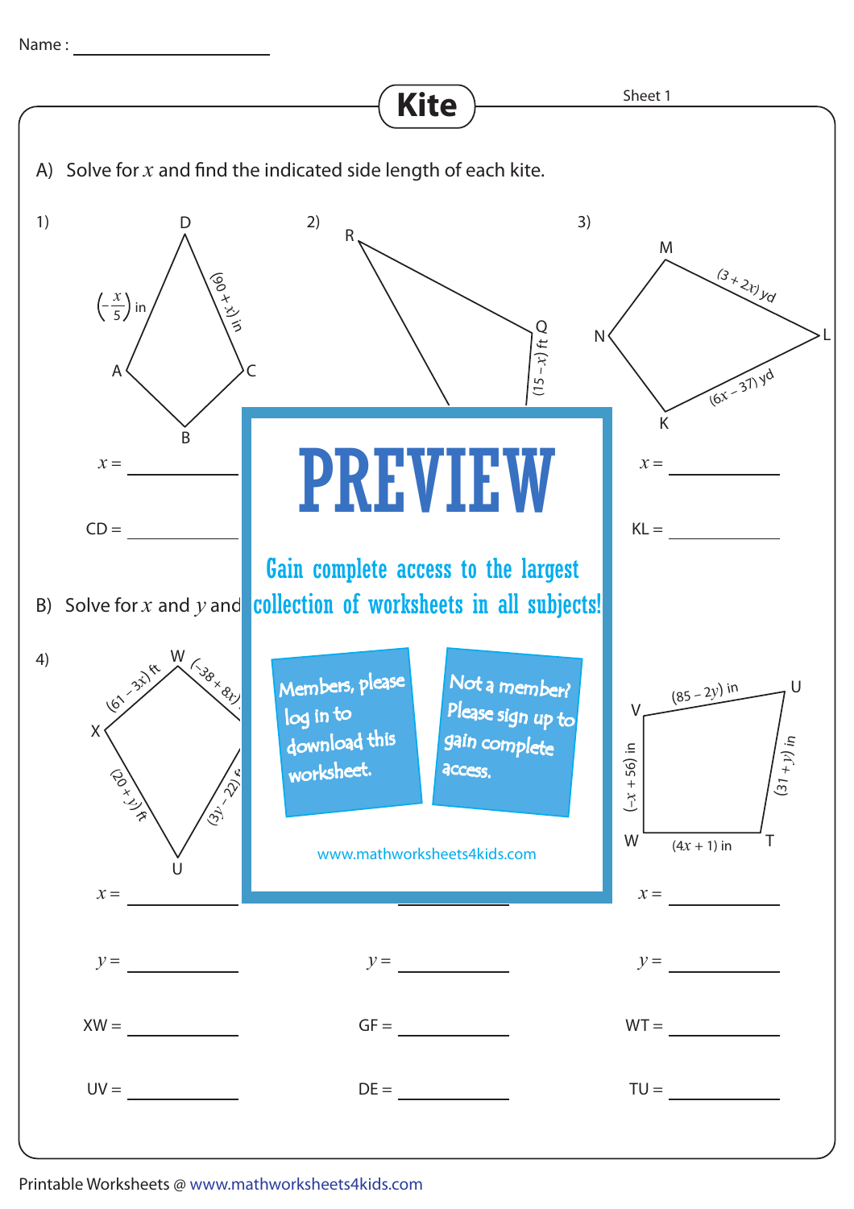Name : ____________________

# Kite

Sheet 1

A) Solve for $x$ and find the indicated side length of each kite.

1) D, $\left(-\frac{x}{5}\right)$ in, $(90 + x)$ in, A, C, B

$x =$ ____________

CD = ____________

2) R, Q, $(15 - x)$ ft

3) M, N, L, K, $(3 + 2x)$ yd, $(6x - 37)$ yd

$x =$ ____________

KL = ____________

PREVIEW

Gain complete access to the largest collection of worksheets in all subjects!

Members, please log in to download this worksheet.

Not a member? Please sign up to gain complete access.

www.mathworksheets4kids.com

B) Solve for $x$ and $y$ and

4) W, X, U, $(61 - 3x)$ ft, $(-38 + 8x)$, $(20 + y)$ ft, $(3y - 22)$

$x =$ ____________

$y =$ ____________

XW = ____________

UV = ____________

$y =$ ____________

GF = ____________

DE = ____________

6) V, U, W, T, $(85 - 2y)$ in, $(-x + 56)$ in, $(31 + y)$ in, $(4x + 1)$ in

$x =$ ____________

$y =$ ____________

WT = ____________

TU = ____________

Printable Worksheets @ www.mathworksheets4kids.com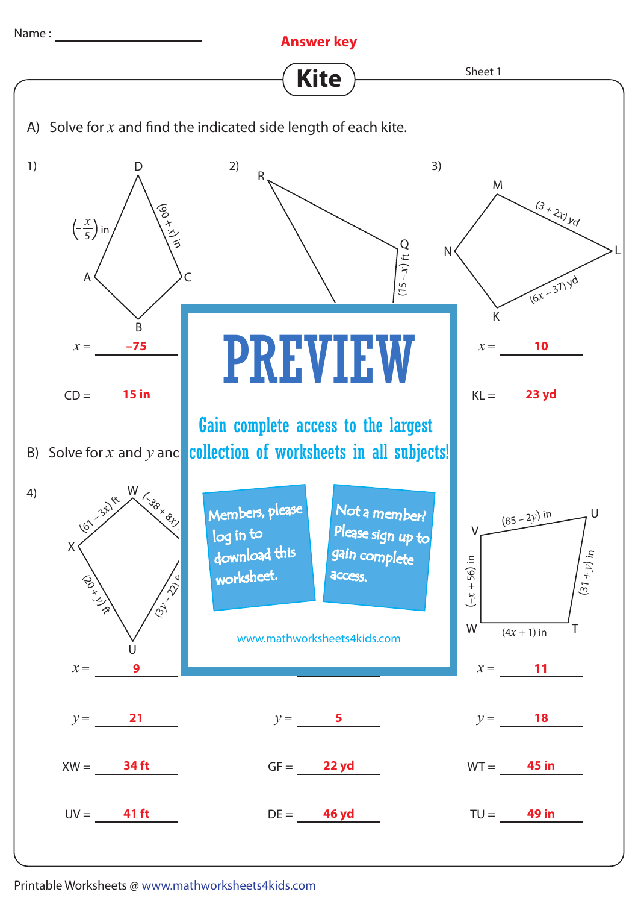Name : ___________________

**Answer key**

# Kite

Sheet 1

A) Solve for $x$ and find the indicated side length of each kite.

1)

D, A, C, B

$\left(-\frac{x}{5}\right)$ in

$(90 + x)$ in

$x =$ **–75**

CD = **15 in**

2)

R, Q

$(15 - x)$ ft

3)

M, N, L, K

$(3 + 2x)$ yd

$(6x - 37)$ yd

$x =$ **10**

KL = **23 yd**

# PREVIEW

Gain complete access to the largest collection of worksheets in all subjects!

Members, please log in to download this worksheet.

Not a member? Please sign up to gain complete access.

www.mathworksheets4kids.com

B) Solve for $x$ and $y$ and

4)

W, X, U

$(61 - 3x)$ ft

$(-38 + 8x)$

$(20 + y)$ ft

$(3y - 22)$

$x =$ **9**

$y =$ **21**

XW = **34 ft**

UV = **41 ft**

5)

$y =$ **5**

GF = **22 yd**

DE = **46 yd**

6)

V, U, W, T

$(85 - 2y)$ in

$(-x + 56)$ in

$(31 + y)$ in

$(4x + 1)$ in

$x =$ **11**

$y =$ **18**

WT = **45 in**

TU = **49 in**

Printable Worksheets @ www.mathworksheets4kids.com